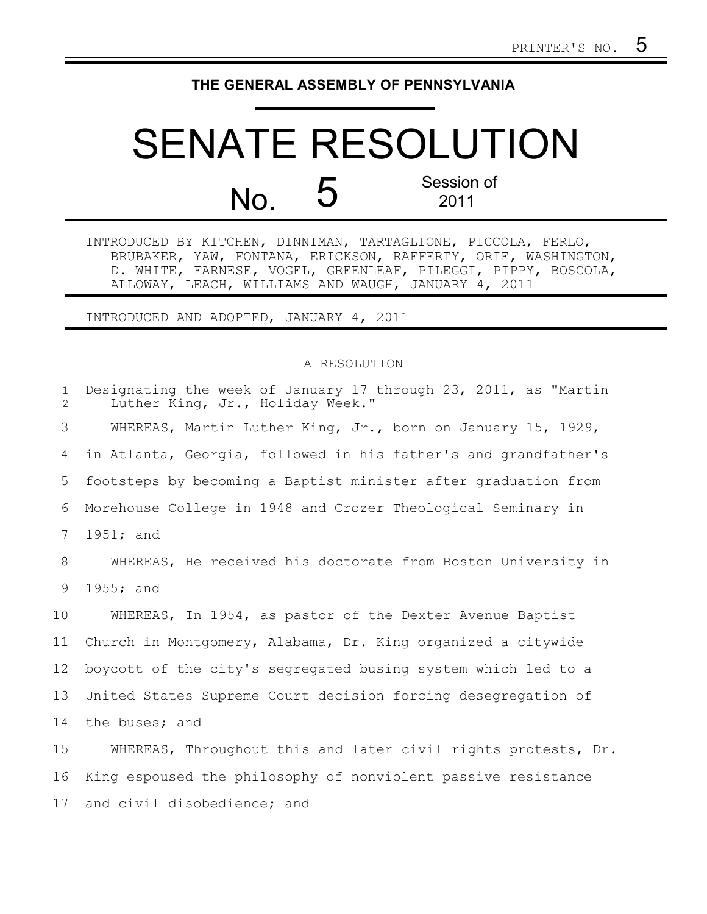PRINTER'S NO. 5

**THE GENERAL ASSEMBLY OF PENNSYLVANIA**

# SENATE RESOLUTION

## No. 5 Session of 2011

INTRODUCED BY KITCHEN, DINNIMAN, TARTAGLIONE, PICCOLA, FERLO, BRUBAKER, YAW, FONTANA, ERICKSON, RAFFERTY, ORIE, WASHINGTON, D. WHITE, FARNESE, VOGEL, GREENLEAF, PILEGGI, PIPPY, BOSCOLA, ALLOWAY, LEACH, WILLIAMS AND WAUGH, JANUARY 4, 2011

INTRODUCED AND ADOPTED, JANUARY 4, 2011

A RESOLUTION

Designating the week of January 17 through 23, 2011, as "Martin Luther King, Jr., Holiday Week."

WHEREAS, Martin Luther King, Jr., born on January 15, 1929, in Atlanta, Georgia, followed in his father's and grandfather's footsteps by becoming a Baptist minister after graduation from Morehouse College in 1948 and Crozer Theological Seminary in 1951; and

WHEREAS, He received his doctorate from Boston University in 1955; and

WHEREAS, In 1954, as pastor of the Dexter Avenue Baptist Church in Montgomery, Alabama, Dr. King organized a citywide boycott of the city's segregated busing system which led to a United States Supreme Court decision forcing desegregation of the buses; and

WHEREAS, Throughout this and later civil rights protests, Dr. King espoused the philosophy of nonviolent passive resistance and civil disobedience; and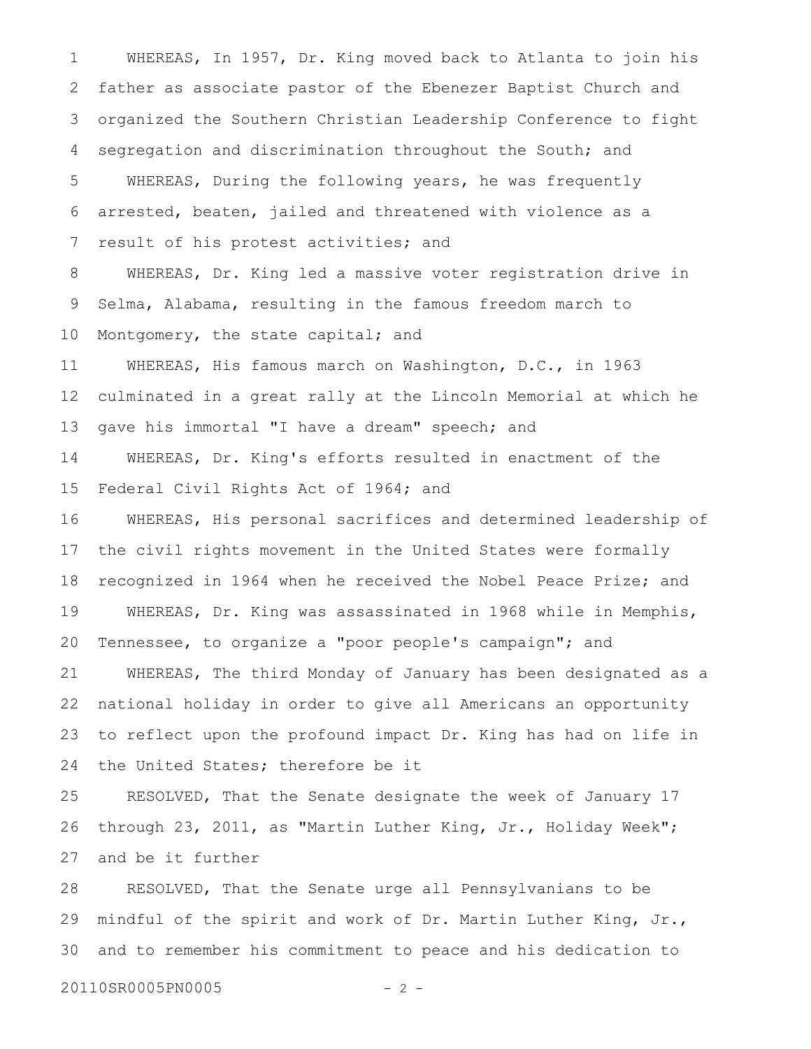WHEREAS, In 1957, Dr. King moved back to Atlanta to join his father as associate pastor of the Ebenezer Baptist Church and organized the Southern Christian Leadership Conference to fight segregation and discrimination throughout the South; and

WHEREAS, During the following years, he was frequently arrested, beaten, jailed and threatened with violence as a result of his protest activities; and

WHEREAS, Dr. King led a massive voter registration drive in Selma, Alabama, resulting in the famous freedom march to Montgomery, the state capital; and

WHEREAS, His famous march on Washington, D.C., in 1963 culminated in a great rally at the Lincoln Memorial at which he gave his immortal "I have a dream" speech; and

WHEREAS, Dr. King's efforts resulted in enactment of the Federal Civil Rights Act of 1964; and

WHEREAS, His personal sacrifices and determined leadership of the civil rights movement in the United States were formally recognized in 1964 when he received the Nobel Peace Prize; and

WHEREAS, Dr. King was assassinated in 1968 while in Memphis, Tennessee, to organize a "poor people's campaign"; and

WHEREAS, The third Monday of January has been designated as a national holiday in order to give all Americans an opportunity to reflect upon the profound impact Dr. King has had on life in the United States; therefore be it

RESOLVED, That the Senate designate the week of January 17 through 23, 2011, as "Martin Luther King, Jr., Holiday Week"; and be it further

RESOLVED, That the Senate urge all Pennsylvanians to be mindful of the spirit and work of Dr. Martin Luther King, Jr., and to remember his commitment to peace and his dedication to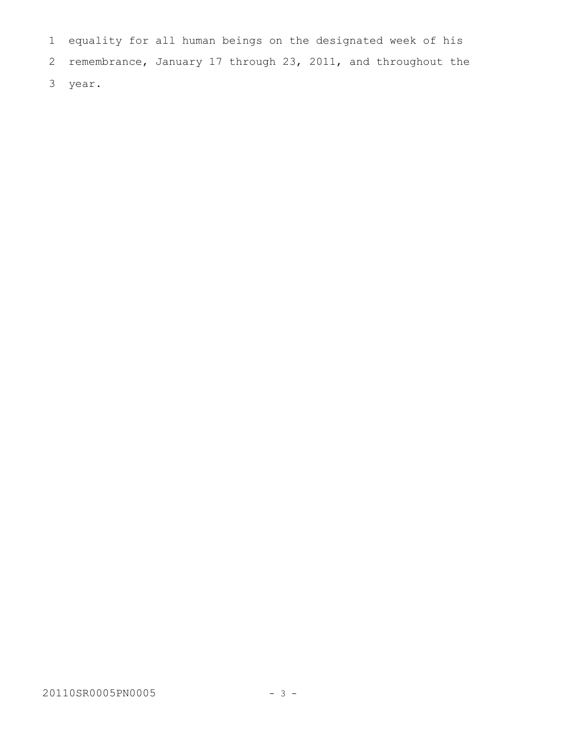equality for all human beings on the designated week of his remembrance, January 17 through 23, 2011, and throughout the year.